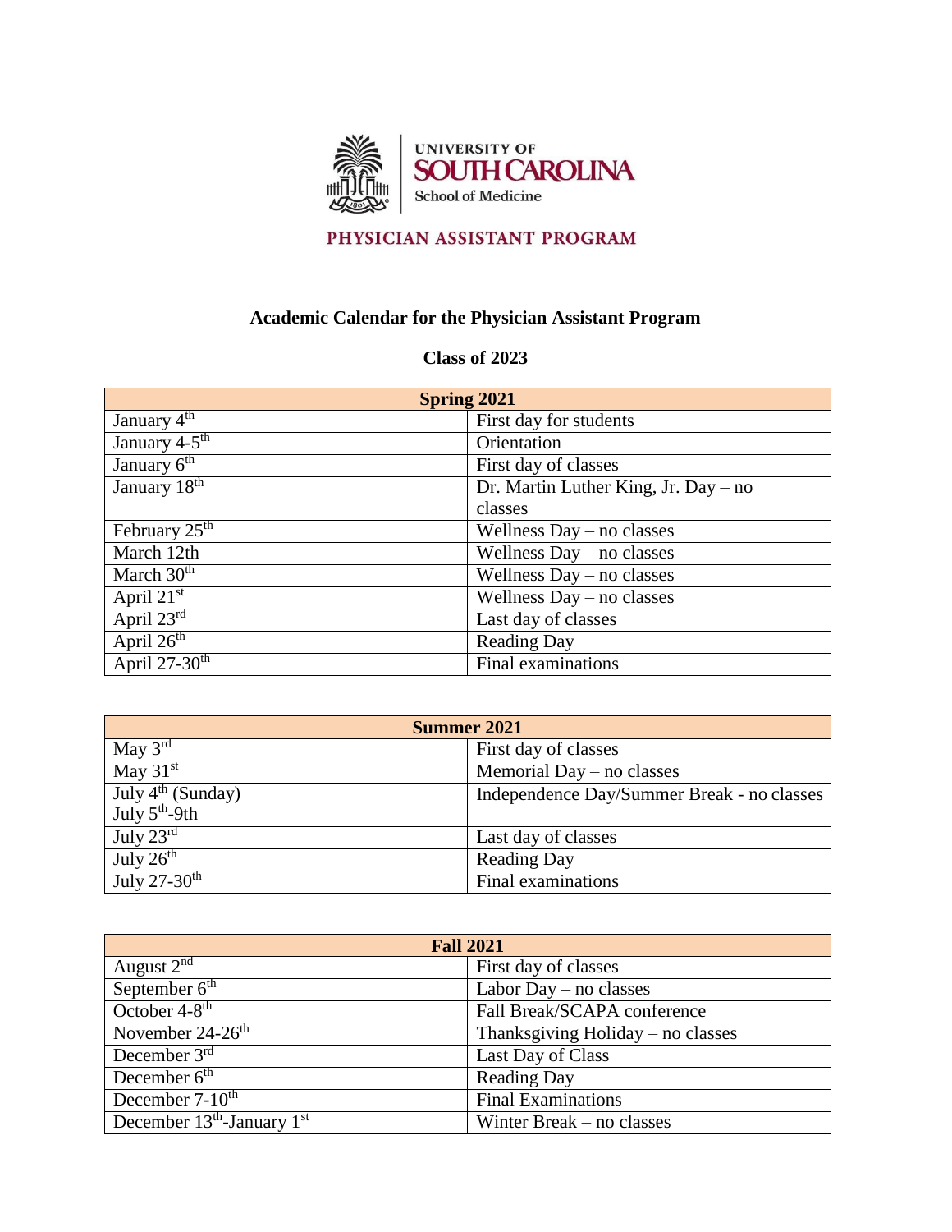UNIVERSITY OF SOUTH CAROLINA

School of Medicine

PHYSICIAN ASSISTANT PROGRAM

## Academic Calendar for the Physician Assistant Program

### Class of 2023

| Spring 2021 | |
|---|---|
| January 4th | First day for students |
| January 4-5th | Orientation |
| January 6th | First day of classes |
| January 18th | Dr. Martin Luther King, Jr. Day – no classes |
| February 25th | Wellness Day – no classes |
| March 12th | Wellness Day – no classes |
| March 30th | Wellness Day – no classes |
| April 21st | Wellness Day – no classes |
| April 23rd | Last day of classes |
| April 26th | Reading Day |
| April 27-30th | Final examinations |

| Summer 2021 | |
|---|---|
| May 3rd | First day of classes |
| May 31st | Memorial Day – no classes |
| July 4th (Sunday) July 5th-9th | Independence Day/Summer Break - no classes |
| July 23rd | Last day of classes |
| July 26th | Reading Day |
| July 27-30th | Final examinations |

| Fall 2021 | |
|---|---|
| August 2nd | First day of classes |
| September 6th | Labor Day – no classes |
| October 4-8th | Fall Break/SCAPA conference |
| November 24-26th | Thanksgiving Holiday – no classes |
| December 3rd | Last Day of Class |
| December 6th | Reading Day |
| December 7-10th | Final Examinations |
| December 13th-January 1st | Winter Break – no classes |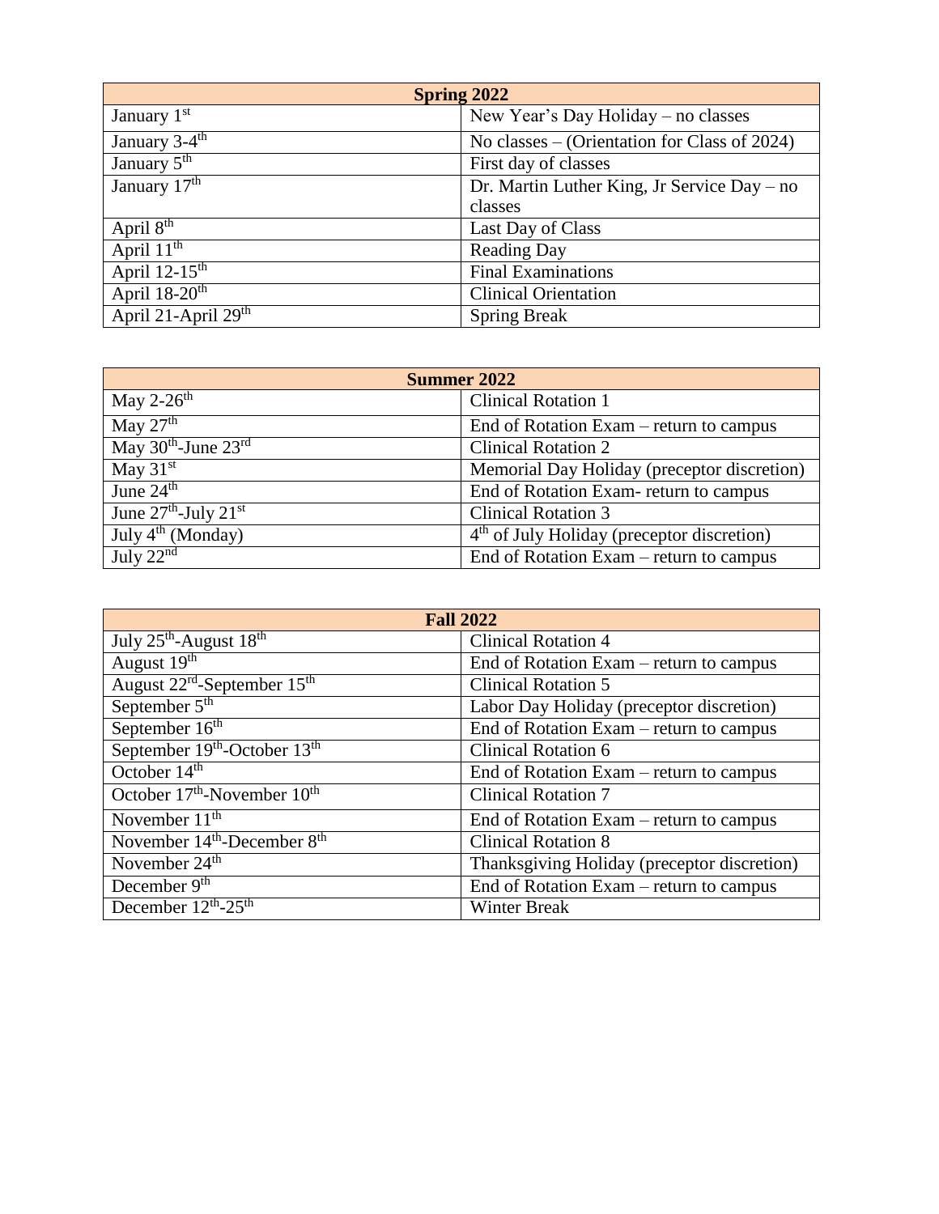| Spring 2022 | |
|---|---|
| January 1st | New Year's Day Holiday – no classes |
| January 3-4th | No classes – (Orientation for Class of 2024) |
| January 5th | First day of classes |
| January 17th | Dr. Martin Luther King, Jr Service Day – no classes |
| April 8th | Last Day of Class |
| April 11th | Reading Day |
| April 12-15th | Final Examinations |
| April 18-20th | Clinical Orientation |
| April 21-April 29th | Spring Break |

| Summer 2022 | |
|---|---|
| May 2-26th | Clinical Rotation 1 |
| May 27th | End of Rotation Exam – return to campus |
| May 30th-June 23rd | Clinical Rotation 2 |
| May 31st | Memorial Day Holiday (preceptor discretion) |
| June 24th | End of Rotation Exam- return to campus |
| June 27th-July 21st | Clinical Rotation 3 |
| July 4th (Monday) | 4th of July Holiday (preceptor discretion) |
| July 22nd | End of Rotation Exam – return to campus |

| Fall 2022 | |
|---|---|
| July 25th-August 18th | Clinical Rotation 4 |
| August 19th | End of Rotation Exam – return to campus |
| August 22rd-September 15th | Clinical Rotation 5 |
| September 5th | Labor Day Holiday (preceptor discretion) |
| September 16th | End of Rotation Exam – return to campus |
| September 19th-October 13th | Clinical Rotation 6 |
| October 14th | End of Rotation Exam – return to campus |
| October 17th-November 10th | Clinical Rotation 7 |
| November 11th | End of Rotation Exam – return to campus |
| November 14th-December 8th | Clinical Rotation 8 |
| November 24th | Thanksgiving Holiday (preceptor discretion) |
| December 9th | End of Rotation Exam – return to campus |
| December 12th-25th | Winter Break |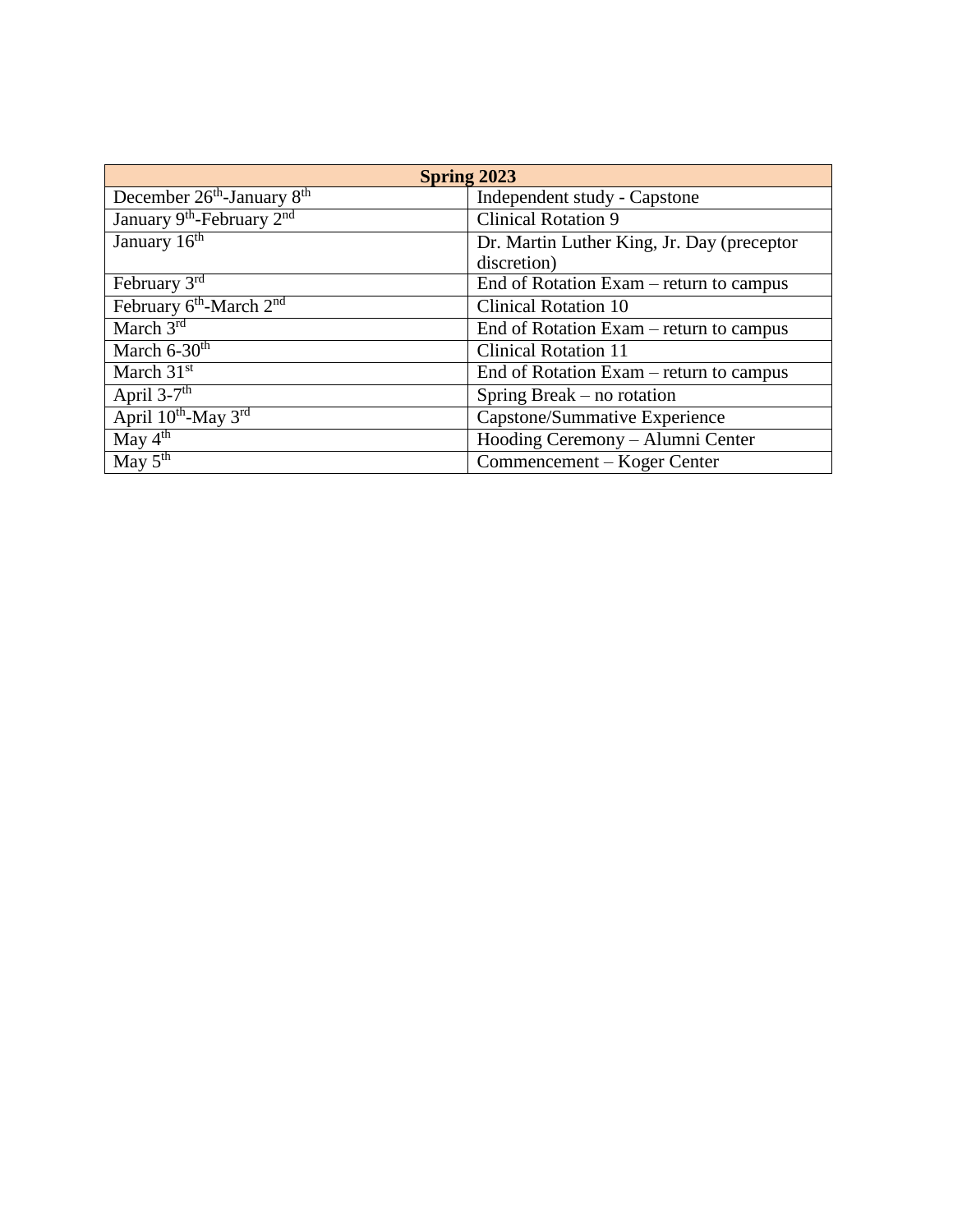| Spring 2023 | |
|---|---|
| December 26th-January 8th | Independent study - Capstone |
| January 9th-February 2nd | Clinical Rotation 9 |
| January 16th | Dr. Martin Luther King, Jr. Day (preceptor discretion) |
| February 3rd | End of Rotation Exam – return to campus |
| February 6th-March 2nd | Clinical Rotation 10 |
| March 3rd | End of Rotation Exam – return to campus |
| March 6-30th | Clinical Rotation 11 |
| March 31st | End of Rotation Exam – return to campus |
| April 3-7th | Spring Break – no rotation |
| April 10th-May 3rd | Capstone/Summative Experience |
| May 4th | Hooding Ceremony – Alumni Center |
| May 5th | Commencement – Koger Center |